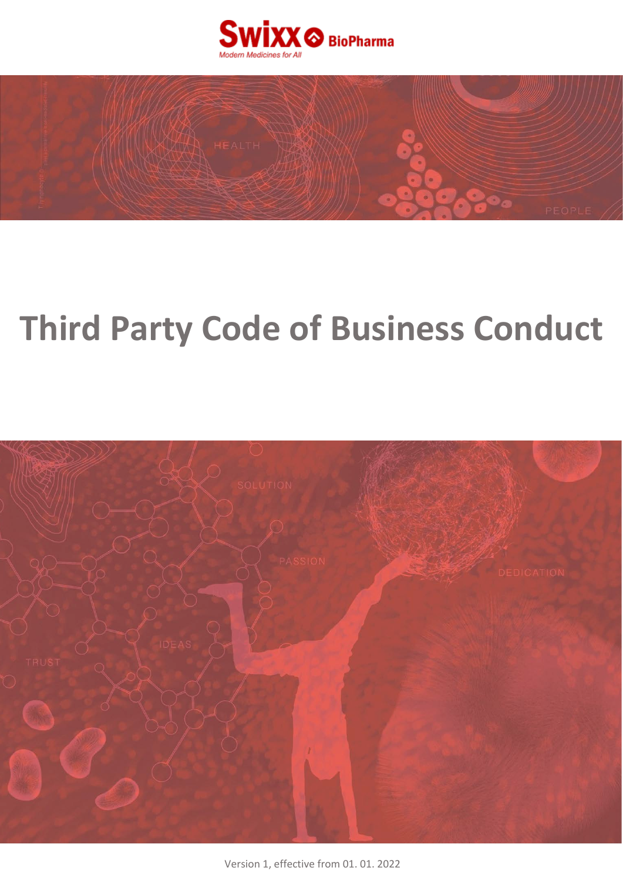# Third Party Code of Business Conduct

Version 1, effective from 01. 01. 2022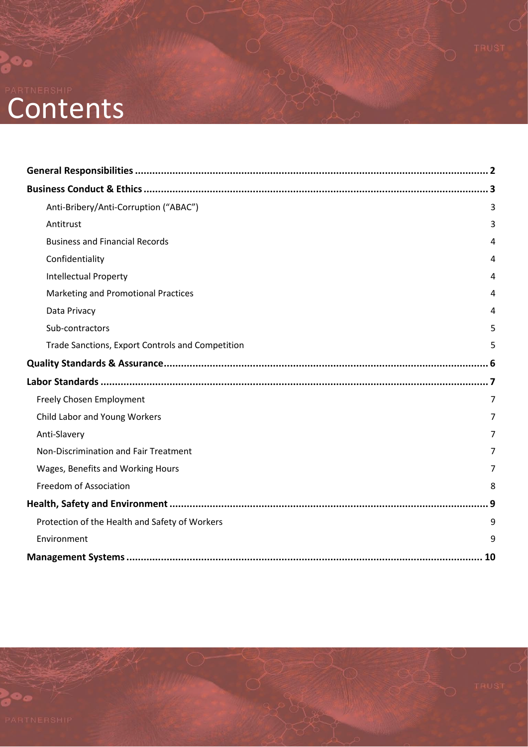# Contents

| | |
|---|---|
| **General Responsibilities** | **2** |
| **Business Conduct & Ethics** | **3** |
| Anti-Bribery/Anti-Corruption ("ABAC") | 3 |
| Antitrust | 3 |
| Business and Financial Records | 4 |
| Confidentiality | 4 |
| Intellectual Property | 4 |
| Marketing and Promotional Practices | 4 |
| Data Privacy | 4 |
| Sub-contractors | 5 |
| Trade Sanctions, Export Controls and Competition | 5 |
| **Quality Standards & Assurance** | **6** |
| **Labor Standards** | **7** |
| Freely Chosen Employment | 7 |
| Child Labor and Young Workers | 7 |
| Anti-Slavery | 7 |
| Non-Discrimination and Fair Treatment | 7 |
| Wages, Benefits and Working Hours | 7 |
| Freedom of Association | 8 |
| **Health, Safety and Environment** | **9** |
| Protection of the Health and Safety of Workers | 9 |
| Environment | 9 |
| **Management Systems** | **10** |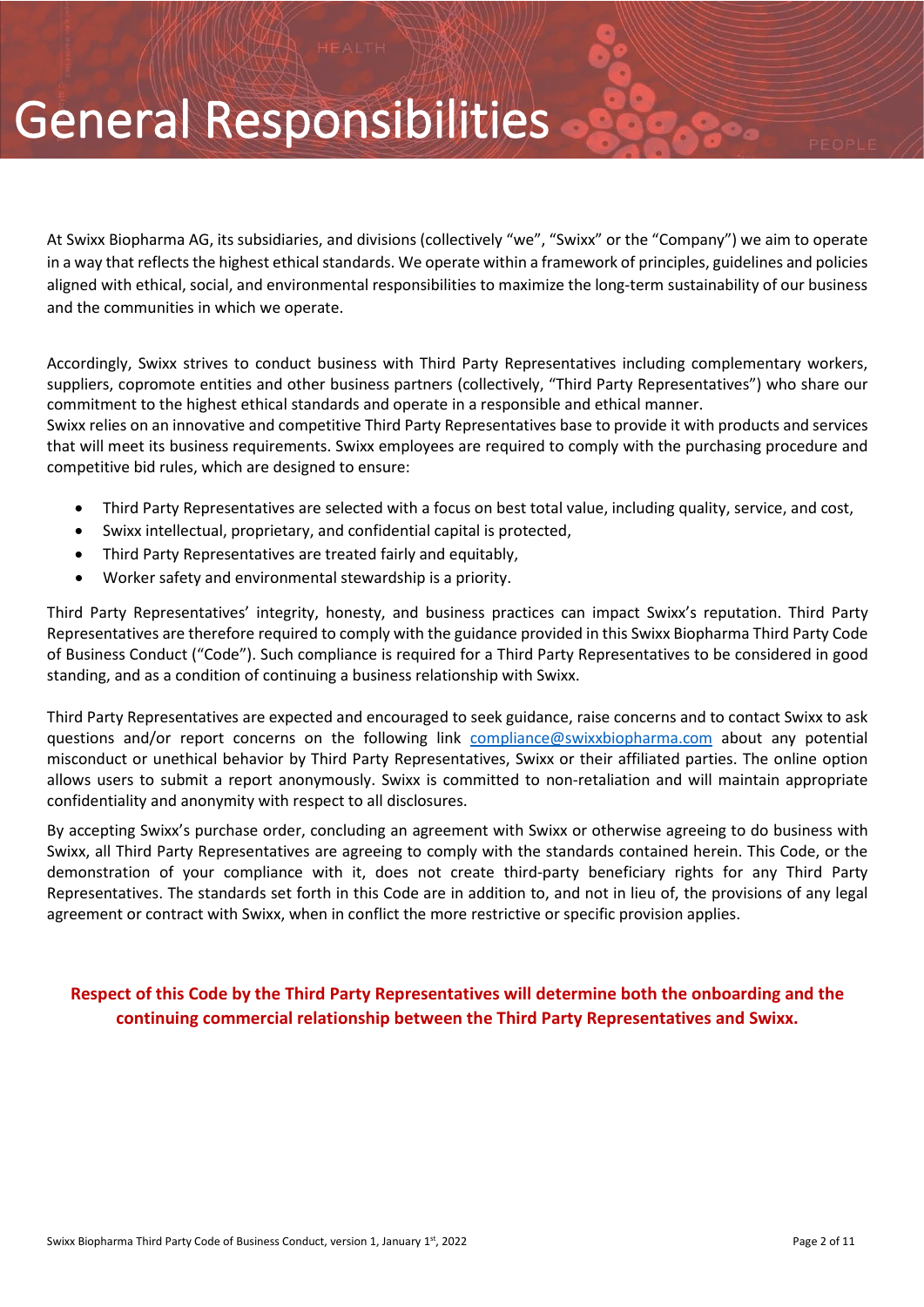# General Responsibilities

At Swixx Biopharma AG, its subsidiaries, and divisions (collectively "we", "Swixx" or the "Company") we aim to operate in a way that reflects the highest ethical standards. We operate within a framework of principles, guidelines and policies aligned with ethical, social, and environmental responsibilities to maximize the long-term sustainability of our business and the communities in which we operate.

Accordingly, Swixx strives to conduct business with Third Party Representatives including complementary workers, suppliers, copromote entities and other business partners (collectively, "Third Party Representatives") who share our commitment to the highest ethical standards and operate in a responsible and ethical manner.
Swixx relies on an innovative and competitive Third Party Representatives base to provide it with products and services that will meet its business requirements. Swixx employees are required to comply with the purchasing procedure and competitive bid rules, which are designed to ensure:

- Third Party Representatives are selected with a focus on best total value, including quality, service, and cost,
- Swixx intellectual, proprietary, and confidential capital is protected,
- Third Party Representatives are treated fairly and equitably,
- Worker safety and environmental stewardship is a priority.

Third Party Representatives' integrity, honesty, and business practices can impact Swixx's reputation. Third Party Representatives are therefore required to comply with the guidance provided in this Swixx Biopharma Third Party Code of Business Conduct ("Code"). Such compliance is required for a Third Party Representatives to be considered in good standing, and as a condition of continuing a business relationship with Swixx.

Third Party Representatives are expected and encouraged to seek guidance, raise concerns and to contact Swixx to ask questions and/or report concerns on the following link compliance@swixxbiopharma.com about any potential misconduct or unethical behavior by Third Party Representatives, Swixx or their affiliated parties. The online option allows users to submit a report anonymously. Swixx is committed to non-retaliation and will maintain appropriate confidentiality and anonymity with respect to all disclosures.

By accepting Swixx's purchase order, concluding an agreement with Swixx or otherwise agreeing to do business with Swixx, all Third Party Representatives are agreeing to comply with the standards contained herein. This Code, or the demonstration of your compliance with it, does not create third-party beneficiary rights for any Third Party Representatives. The standards set forth in this Code are in addition to, and not in lieu of, the provisions of any legal agreement or contract with Swixx, when in conflict the more restrictive or specific provision applies.

**Respect of this Code by the Third Party Representatives will determine both the onboarding and the continuing commercial relationship between the Third Party Representatives and Swixx.**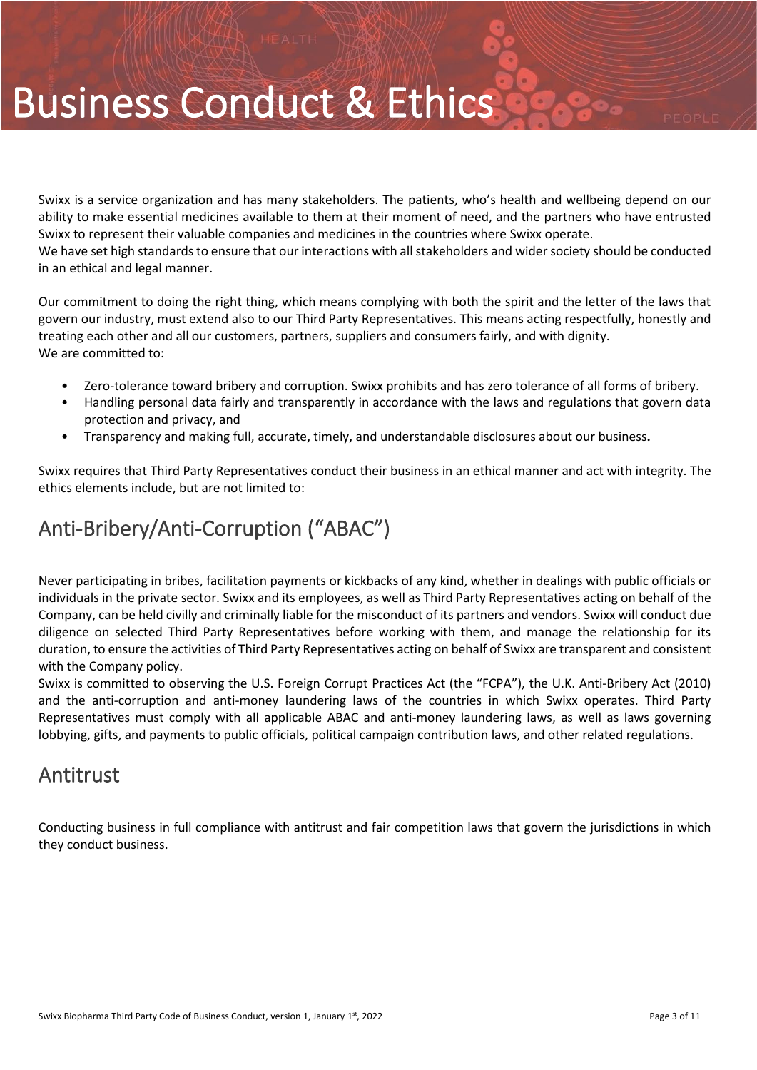# Business Conduct & Ethics

Swixx is a service organization and has many stakeholders. The patients, who's health and wellbeing depend on our ability to make essential medicines available to them at their moment of need, and the partners who have entrusted Swixx to represent their valuable companies and medicines in the countries where Swixx operate.
We have set high standards to ensure that our interactions with all stakeholders and wider society should be conducted in an ethical and legal manner.

Our commitment to doing the right thing, which means complying with both the spirit and the letter of the laws that govern our industry, must extend also to our Third Party Representatives. This means acting respectfully, honestly and treating each other and all our customers, partners, suppliers and consumers fairly, and with dignity.
We are committed to:

- Zero-tolerance toward bribery and corruption. Swixx prohibits and has zero tolerance of all forms of bribery.
- Handling personal data fairly and transparently in accordance with the laws and regulations that govern data protection and privacy, and
- Transparency and making full, accurate, timely, and understandable disclosures about our business.

Swixx requires that Third Party Representatives conduct their business in an ethical manner and act with integrity. The ethics elements include, but are not limited to:

## Anti-Bribery/Anti-Corruption ("ABAC")

Never participating in bribes, facilitation payments or kickbacks of any kind, whether in dealings with public officials or individuals in the private sector. Swixx and its employees, as well as Third Party Representatives acting on behalf of the Company, can be held civilly and criminally liable for the misconduct of its partners and vendors. Swixx will conduct due diligence on selected Third Party Representatives before working with them, and manage the relationship for its duration, to ensure the activities of Third Party Representatives acting on behalf of Swixx are transparent and consistent with the Company policy.
Swixx is committed to observing the U.S. Foreign Corrupt Practices Act (the "FCPA"), the U.K. Anti-Bribery Act (2010) and the anti-corruption and anti-money laundering laws of the countries in which Swixx operates. Third Party Representatives must comply with all applicable ABAC and anti-money laundering laws, as well as laws governing lobbying, gifts, and payments to public officials, political campaign contribution laws, and other related regulations.

## Antitrust

Conducting business in full compliance with antitrust and fair competition laws that govern the jurisdictions in which they conduct business.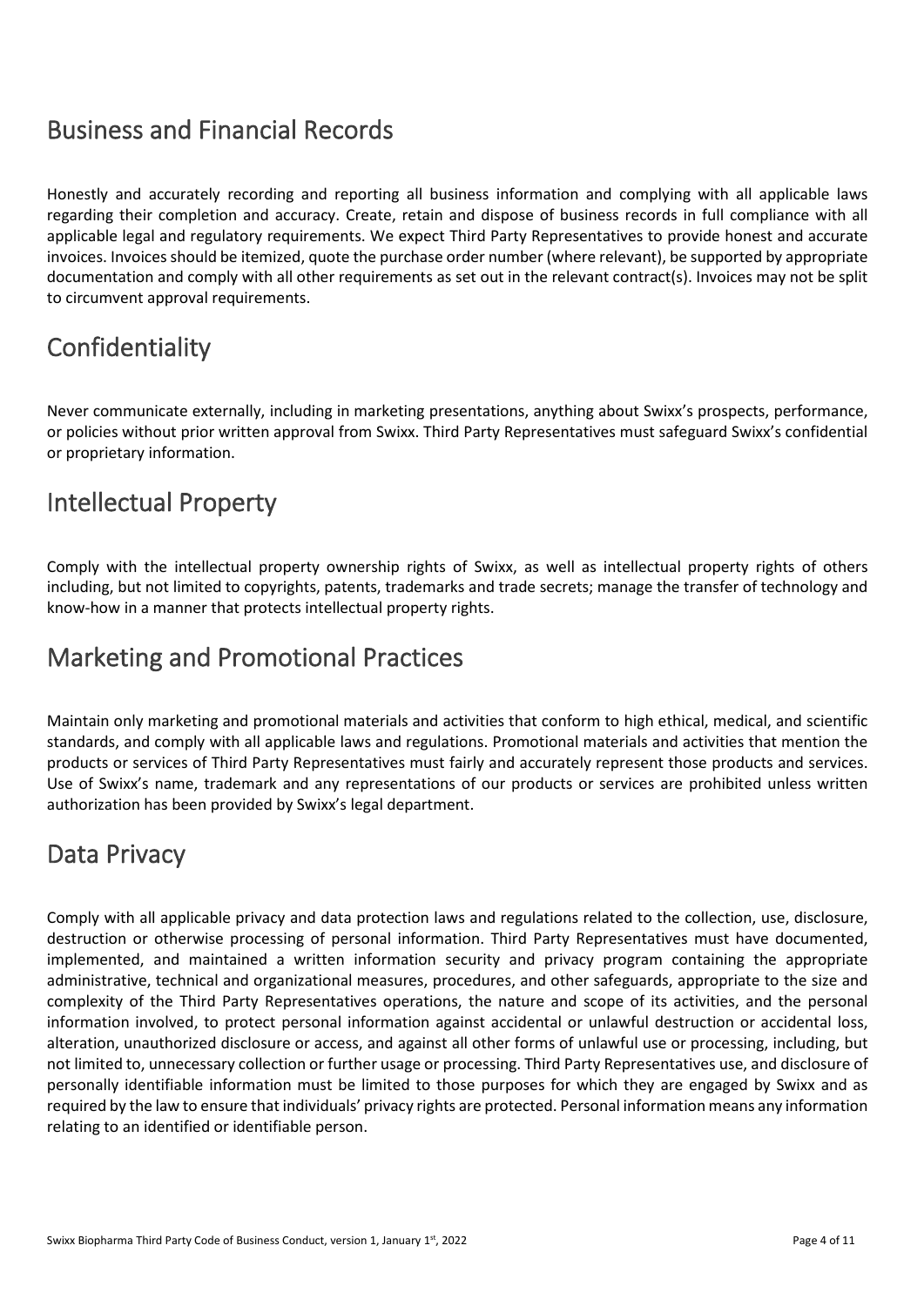## Business and Financial Records

Honestly and accurately recording and reporting all business information and complying with all applicable laws regarding their completion and accuracy. Create, retain and dispose of business records in full compliance with all applicable legal and regulatory requirements. We expect Third Party Representatives to provide honest and accurate invoices. Invoices should be itemized, quote the purchase order number (where relevant), be supported by appropriate documentation and comply with all other requirements as set out in the relevant contract(s). Invoices may not be split to circumvent approval requirements.

## Confidentiality

Never communicate externally, including in marketing presentations, anything about Swixx's prospects, performance, or policies without prior written approval from Swixx. Third Party Representatives must safeguard Swixx's confidential or proprietary information.

## Intellectual Property

Comply with the intellectual property ownership rights of Swixx, as well as intellectual property rights of others including, but not limited to copyrights, patents, trademarks and trade secrets; manage the transfer of technology and know-how in a manner that protects intellectual property rights.

## Marketing and Promotional Practices

Maintain only marketing and promotional materials and activities that conform to high ethical, medical, and scientific standards, and comply with all applicable laws and regulations. Promotional materials and activities that mention the products or services of Third Party Representatives must fairly and accurately represent those products and services. Use of Swixx's name, trademark and any representations of our products or services are prohibited unless written authorization has been provided by Swixx's legal department.

## Data Privacy

Comply with all applicable privacy and data protection laws and regulations related to the collection, use, disclosure, destruction or otherwise processing of personal information. Third Party Representatives must have documented, implemented, and maintained a written information security and privacy program containing the appropriate administrative, technical and organizational measures, procedures, and other safeguards, appropriate to the size and complexity of the Third Party Representatives operations, the nature and scope of its activities, and the personal information involved, to protect personal information against accidental or unlawful destruction or accidental loss, alteration, unauthorized disclosure or access, and against all other forms of unlawful use or processing, including, but not limited to, unnecessary collection or further usage or processing. Third Party Representatives use, and disclosure of personally identifiable information must be limited to those purposes for which they are engaged by Swixx and as required by the law to ensure that individuals' privacy rights are protected. Personal information means any information relating to an identified or identifiable person.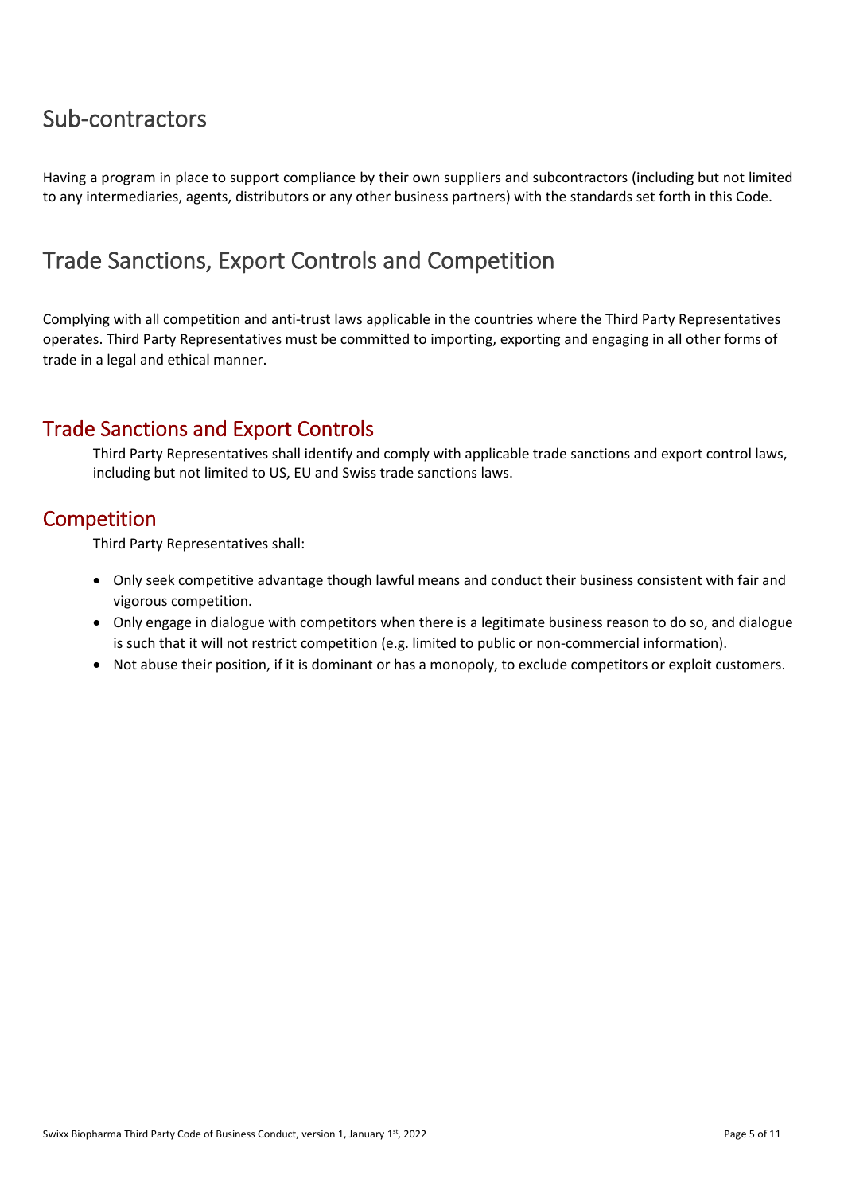## Sub-contractors

Having a program in place to support compliance by their own suppliers and subcontractors (including but not limited to any intermediaries, agents, distributors or any other business partners) with the standards set forth in this Code.

## Trade Sanctions, Export Controls and Competition

Complying with all competition and anti-trust laws applicable in the countries where the Third Party Representatives operates. Third Party Representatives must be committed to importing, exporting and engaging in all other forms of trade in a legal and ethical manner.

### Trade Sanctions and Export Controls

Third Party Representatives shall identify and comply with applicable trade sanctions and export control laws, including but not limited to US, EU and Swiss trade sanctions laws.

### Competition

Third Party Representatives shall:

- Only seek competitive advantage though lawful means and conduct their business consistent with fair and vigorous competition.
- Only engage in dialogue with competitors when there is a legitimate business reason to do so, and dialogue is such that it will not restrict competition (e.g. limited to public or non-commercial information).
- Not abuse their position, if it is dominant or has a monopoly, to exclude competitors or exploit customers.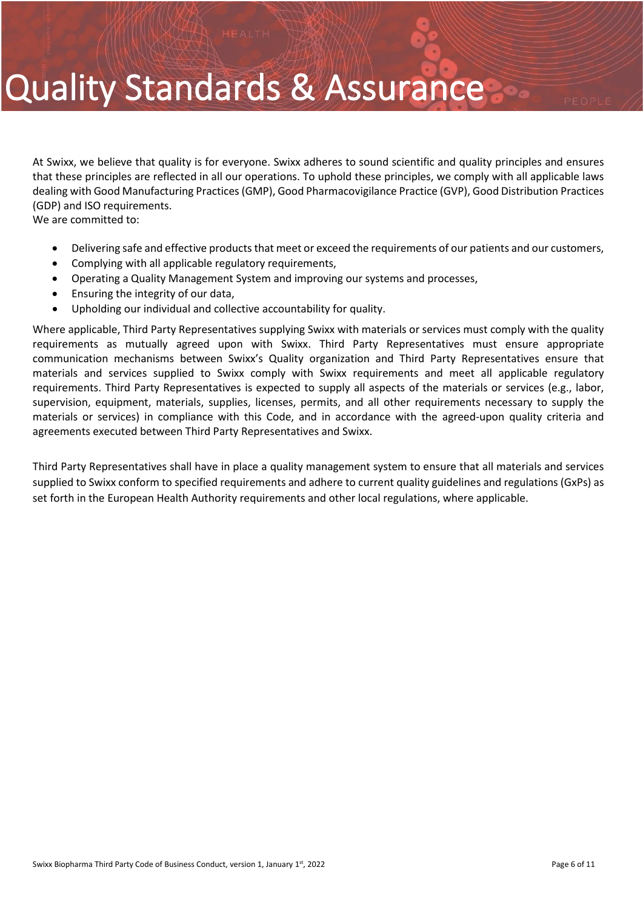# Quality Standards & Assurance

At Swixx, we believe that quality is for everyone. Swixx adheres to sound scientific and quality principles and ensures that these principles are reflected in all our operations. To uphold these principles, we comply with all applicable laws dealing with Good Manufacturing Practices (GMP), Good Pharmacovigilance Practice (GVP), Good Distribution Practices (GDP) and ISO requirements.
We are committed to:

- Delivering safe and effective products that meet or exceed the requirements of our patients and our customers,
- Complying with all applicable regulatory requirements,
- Operating a Quality Management System and improving our systems and processes,
- Ensuring the integrity of our data,
- Upholding our individual and collective accountability for quality.

Where applicable, Third Party Representatives supplying Swixx with materials or services must comply with the quality requirements as mutually agreed upon with Swixx. Third Party Representatives must ensure appropriate communication mechanisms between Swixx's Quality organization and Third Party Representatives ensure that materials and services supplied to Swixx comply with Swixx requirements and meet all applicable regulatory requirements. Third Party Representatives is expected to supply all aspects of the materials or services (e.g., labor, supervision, equipment, materials, supplies, licenses, permits, and all other requirements necessary to supply the materials or services) in compliance with this Code, and in accordance with the agreed-upon quality criteria and agreements executed between Third Party Representatives and Swixx.

Third Party Representatives shall have in place a quality management system to ensure that all materials and services supplied to Swixx conform to specified requirements and adhere to current quality guidelines and regulations (GxPs) as set forth in the European Health Authority requirements and other local regulations, where applicable.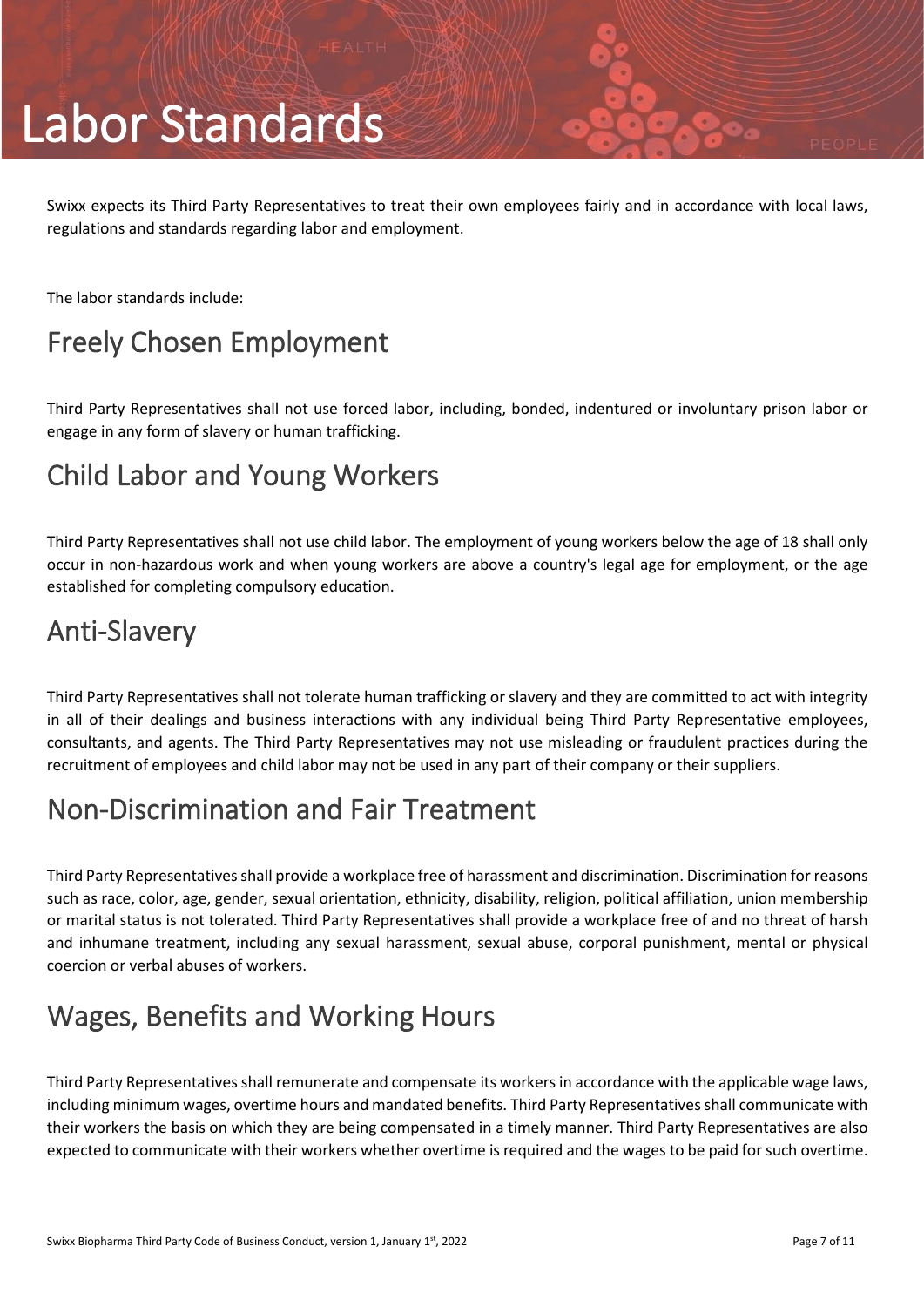# Labor Standards

Swixx expects its Third Party Representatives to treat their own employees fairly and in accordance with local laws, regulations and standards regarding labor and employment.

The labor standards include:

## Freely Chosen Employment

Third Party Representatives shall not use forced labor, including, bonded, indentured or involuntary prison labor or engage in any form of slavery or human trafficking.

## Child Labor and Young Workers

Third Party Representatives shall not use child labor. The employment of young workers below the age of 18 shall only occur in non-hazardous work and when young workers are above a country's legal age for employment, or the age established for completing compulsory education.

## Anti-Slavery

Third Party Representatives shall not tolerate human trafficking or slavery and they are committed to act with integrity in all of their dealings and business interactions with any individual being Third Party Representative employees, consultants, and agents. The Third Party Representatives may not use misleading or fraudulent practices during the recruitment of employees and child labor may not be used in any part of their company or their suppliers.

## Non-Discrimination and Fair Treatment

Third Party Representatives shall provide a workplace free of harassment and discrimination. Discrimination for reasons such as race, color, age, gender, sexual orientation, ethnicity, disability, religion, political affiliation, union membership or marital status is not tolerated. Third Party Representatives shall provide a workplace free of and no threat of harsh and inhumane treatment, including any sexual harassment, sexual abuse, corporal punishment, mental or physical coercion or verbal abuses of workers.

## Wages, Benefits and Working Hours

Third Party Representatives shall remunerate and compensate its workers in accordance with the applicable wage laws, including minimum wages, overtime hours and mandated benefits. Third Party Representatives shall communicate with their workers the basis on which they are being compensated in a timely manner. Third Party Representatives are also expected to communicate with their workers whether overtime is required and the wages to be paid for such overtime.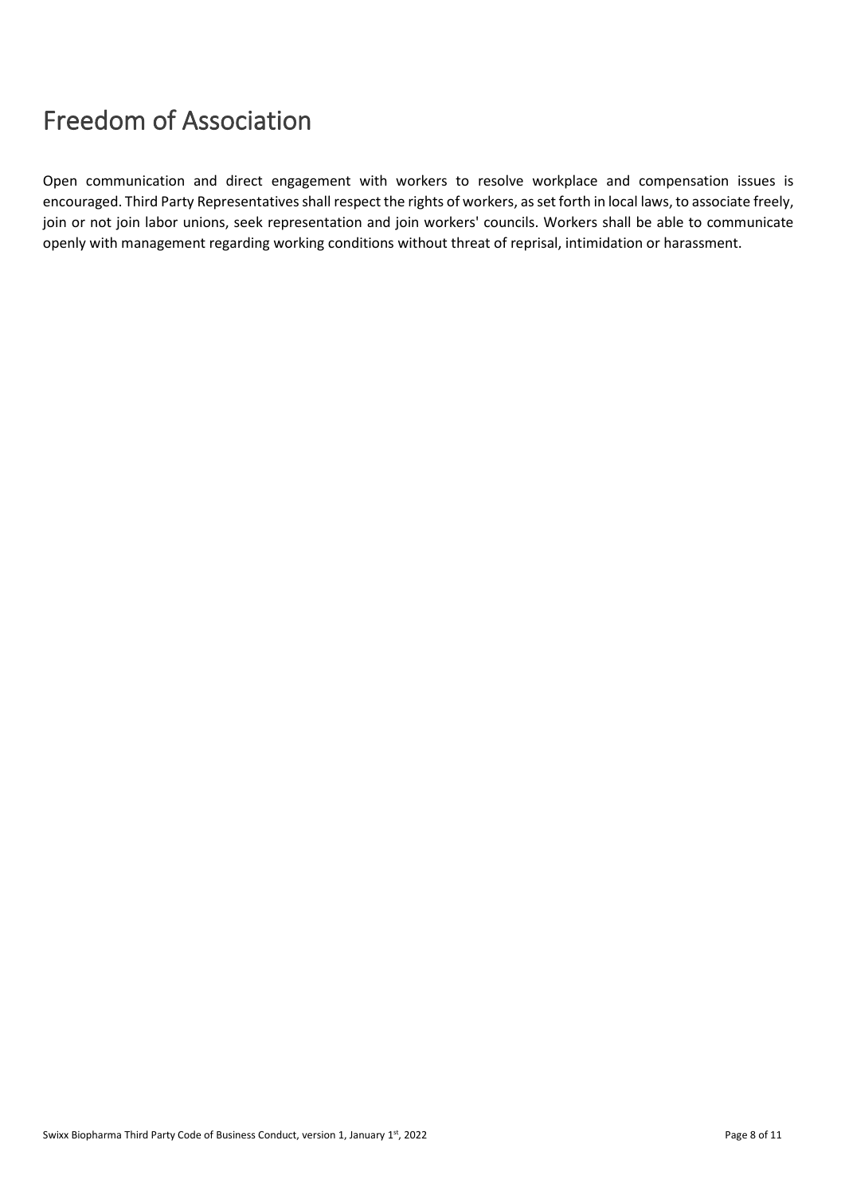# Freedom of Association

Open communication and direct engagement with workers to resolve workplace and compensation issues is encouraged. Third Party Representatives shall respect the rights of workers, as set forth in local laws, to associate freely, join or not join labor unions, seek representation and join workers' councils. Workers shall be able to communicate openly with management regarding working conditions without threat of reprisal, intimidation or harassment.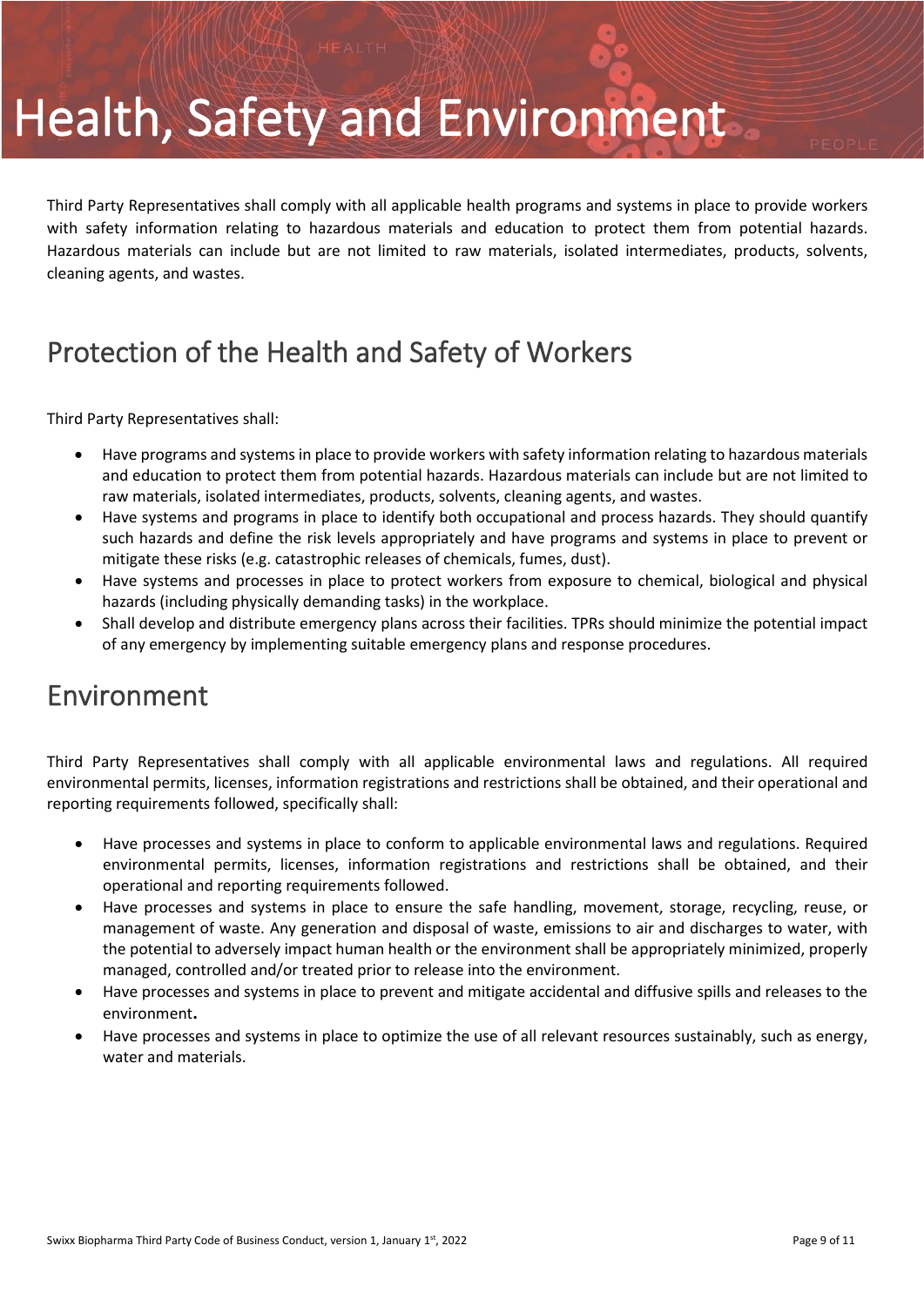# Health, Safety and Environment

Third Party Representatives shall comply with all applicable health programs and systems in place to provide workers with safety information relating to hazardous materials and education to protect them from potential hazards. Hazardous materials can include but are not limited to raw materials, isolated intermediates, products, solvents, cleaning agents, and wastes.

## Protection of the Health and Safety of Workers

Third Party Representatives shall:

- Have programs and systems in place to provide workers with safety information relating to hazardous materials and education to protect them from potential hazards. Hazardous materials can include but are not limited to raw materials, isolated intermediates, products, solvents, cleaning agents, and wastes.
- Have systems and programs in place to identify both occupational and process hazards. They should quantify such hazards and define the risk levels appropriately and have programs and systems in place to prevent or mitigate these risks (e.g. catastrophic releases of chemicals, fumes, dust).
- Have systems and processes in place to protect workers from exposure to chemical, biological and physical hazards (including physically demanding tasks) in the workplace.
- Shall develop and distribute emergency plans across their facilities. TPRs should minimize the potential impact of any emergency by implementing suitable emergency plans and response procedures.

## Environment

Third Party Representatives shall comply with all applicable environmental laws and regulations. All required environmental permits, licenses, information registrations and restrictions shall be obtained, and their operational and reporting requirements followed, specifically shall:

- Have processes and systems in place to conform to applicable environmental laws and regulations. Required environmental permits, licenses, information registrations and restrictions shall be obtained, and their operational and reporting requirements followed.
- Have processes and systems in place to ensure the safe handling, movement, storage, recycling, reuse, or management of waste. Any generation and disposal of waste, emissions to air and discharges to water, with the potential to adversely impact human health or the environment shall be appropriately minimized, properly managed, controlled and/or treated prior to release into the environment.
- Have processes and systems in place to prevent and mitigate accidental and diffusive spills and releases to the environment**.**
- Have processes and systems in place to optimize the use of all relevant resources sustainably, such as energy, water and materials.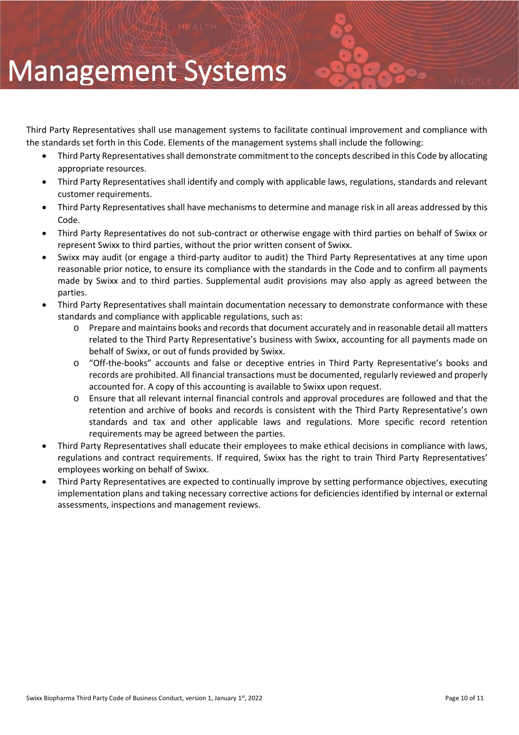# Management Systems

Third Party Representatives shall use management systems to facilitate continual improvement and compliance with the standards set forth in this Code. Elements of the management systems shall include the following:

- Third Party Representatives shall demonstrate commitment to the concepts described in this Code by allocating appropriate resources.
- Third Party Representatives shall identify and comply with applicable laws, regulations, standards and relevant customer requirements.
- Third Party Representatives shall have mechanisms to determine and manage risk in all areas addressed by this Code.
- Third Party Representatives do not sub-contract or otherwise engage with third parties on behalf of Swixx or represent Swixx to third parties, without the prior written consent of Swixx.
- Swixx may audit (or engage a third-party auditor to audit) the Third Party Representatives at any time upon reasonable prior notice, to ensure its compliance with the standards in the Code and to confirm all payments made by Swixx and to third parties. Supplemental audit provisions may also apply as agreed between the parties.
- Third Party Representatives shall maintain documentation necessary to demonstrate conformance with these standards and compliance with applicable regulations, such as:
  - Prepare and maintains books and records that document accurately and in reasonable detail all matters related to the Third Party Representative's business with Swixx, accounting for all payments made on behalf of Swixx, or out of funds provided by Swixx.
  - "Off-the-books" accounts and false or deceptive entries in Third Party Representative's books and records are prohibited. All financial transactions must be documented, regularly reviewed and properly accounted for. A copy of this accounting is available to Swixx upon request.
  - Ensure that all relevant internal financial controls and approval procedures are followed and that the retention and archive of books and records is consistent with the Third Party Representative's own standards and tax and other applicable laws and regulations. More specific record retention requirements may be agreed between the parties.
- Third Party Representatives shall educate their employees to make ethical decisions in compliance with laws, regulations and contract requirements. If required, Swixx has the right to train Third Party Representatives' employees working on behalf of Swixx.
- Third Party Representatives are expected to continually improve by setting performance objectives, executing implementation plans and taking necessary corrective actions for deficiencies identified by internal or external assessments, inspections and management reviews.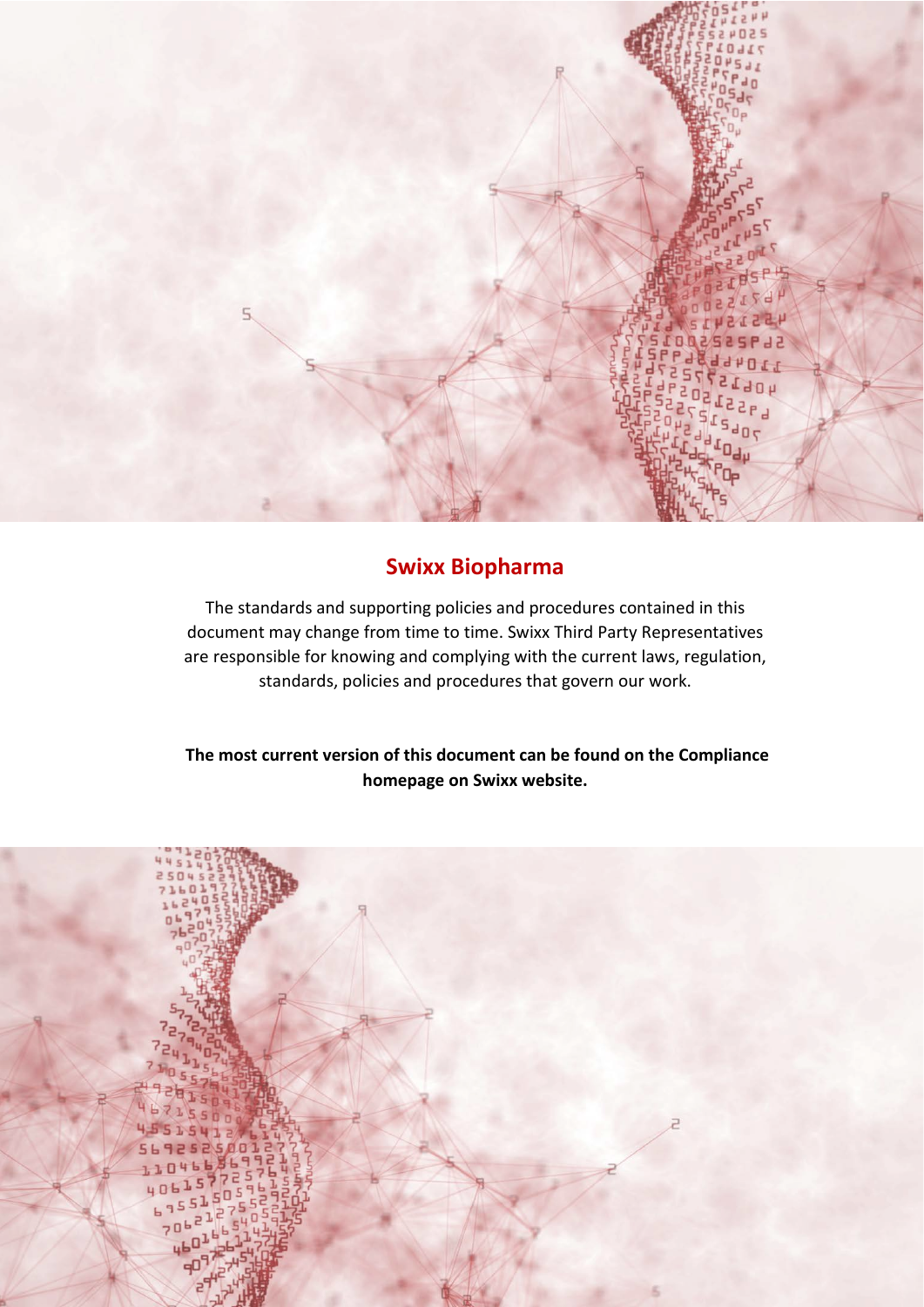## Swixx Biopharma

The standards and supporting policies and procedures contained in this document may change from time to time. Swixx Third Party Representatives are responsible for knowing and complying with the current laws, regulation, standards, policies and procedures that govern our work.

**The most current version of this document can be found on the Compliance homepage on Swixx website.**